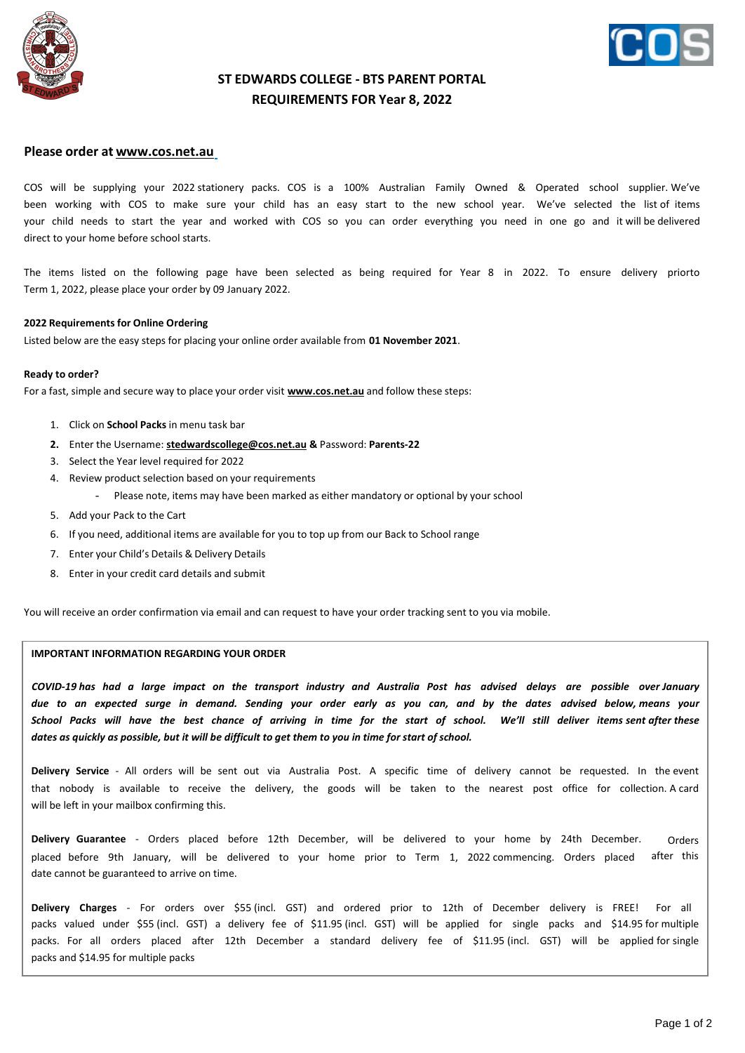# ST EDWARDS COLLEGE - BTS PARENT PORTAL
## REQUIREMENTS FOR Year 8, 2022

**Please order at www.cos.net.au**

COS will be supplying your 2022 stationery packs. COS is a 100% Australian Family Owned & Operated school supplier. We've been working with COS to make sure your child has an easy start to the new school year. We've selected the list of items your child needs to start the year and worked with COS so you can order everything you need in one go and it will be delivered direct to your home before school starts.

The items listed on the following page have been selected as being required for Year 8 in 2022. To ensure delivery priorto Term 1, 2022, please place your order by 09 January 2022.

**2022 Requirements for Online Ordering**

Listed below are the easy steps for placing your online order available from **01 November 2021**.

**Ready to order?**

For a fast, simple and secure way to place your order visit **www.cos.net.au** and follow these steps:

1. Click on **School Packs** in menu task bar
2. Enter the Username: **stedwardscollege@cos.net.au &** Password: **Parents-22**
3. Select the Year level required for 2022
4. Review product selection based on your requirements
   - Please note, items may have been marked as either mandatory or optional by your school
5. Add your Pack to the Cart
6. If you need, additional items are available for you to top up from our Back to School range
7. Enter your Child's Details & Delivery Details
8. Enter in your credit card details and submit

You will receive an order confirmation via email and can request to have your order tracking sent to you via mobile.

**IMPORTANT INFORMATION REGARDING YOUR ORDER**

***COVID-19 has had a large impact on the transport industry and Australia Post has advised delays are possible over January due to an expected surge in demand. Sending your order early as you can, and by the dates advised below, means your School Packs will have the best chance of arriving in time for the start of school. We'll still deliver items sent after these dates as quickly as possible, but it will be difficult to get them to you in time for start of school.***

**Delivery Service** - All orders will be sent out via Australia Post. A specific time of delivery cannot be requested. In the event that nobody is available to receive the delivery, the goods will be taken to the nearest post office for collection. A card will be left in your mailbox confirming this.

**Delivery Guarantee** - Orders placed before 12th December, will be delivered to your home by 24th December. Orders placed before 9th January, will be delivered to your home prior to Term 1, 2022 commencing. Orders placed after this date cannot be guaranteed to arrive on time.

**Delivery Charges** - For orders over $55 (incl. GST) and ordered prior to 12th of December delivery is FREE! For all packs valued under $55 (incl. GST) a delivery fee of $11.95 (incl. GST) will be applied for single packs and $14.95 for multiple packs. For all orders placed after 12th December a standard delivery fee of $11.95 (incl. GST) will be applied for single packs and $14.95 for multiple packs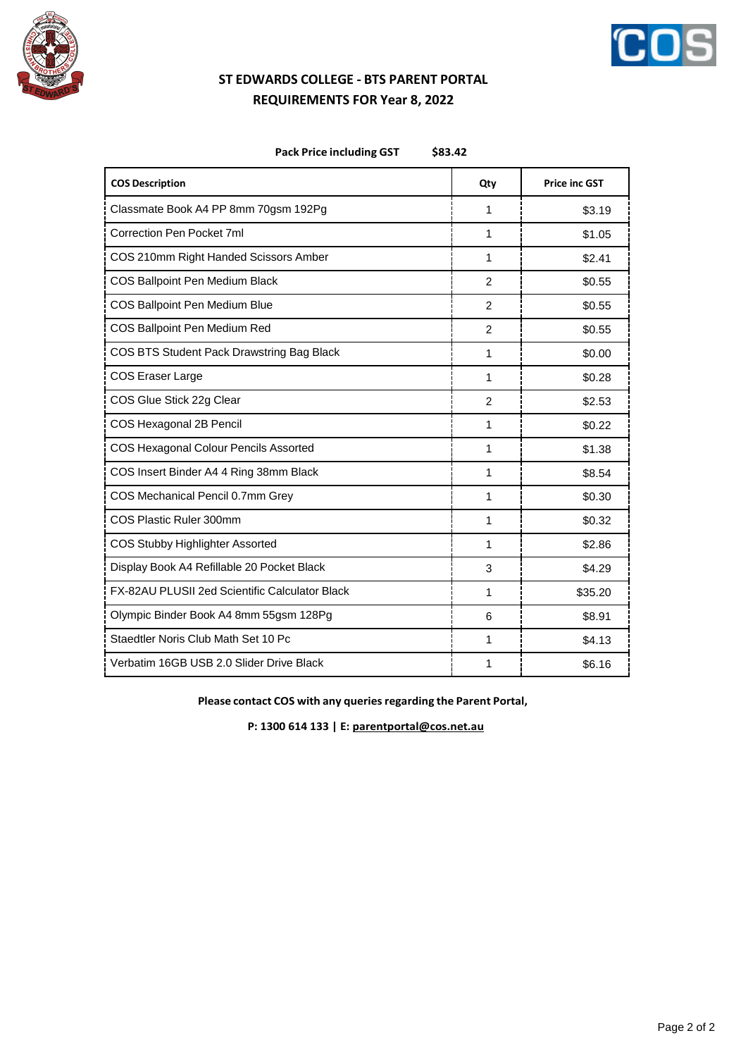# ST EDWARDS COLLEGE - BTS PARENT PORTAL
## REQUIREMENTS FOR Year 8, 2022

**Pack Price including GST** **$83.42**

| COS Description | Qty | Price inc GST |
| --- | --- | --- |
| Classmate Book A4 PP 8mm 70gsm 192Pg | 1 | $3.19 |
| Correction Pen Pocket 7ml | 1 | $1.05 |
| COS 210mm Right Handed Scissors Amber | 1 | $2.41 |
| COS Ballpoint Pen Medium Black | 2 | $0.55 |
| COS Ballpoint Pen Medium Blue | 2 | $0.55 |
| COS Ballpoint Pen Medium Red | 2 | $0.55 |
| COS BTS Student Pack Drawstring Bag Black | 1 | $0.00 |
| COS Eraser Large | 1 | $0.28 |
| COS Glue Stick 22g Clear | 2 | $2.53 |
| COS Hexagonal 2B Pencil | 1 | $0.22 |
| COS Hexagonal Colour Pencils Assorted | 1 | $1.38 |
| COS Insert Binder A4 4 Ring 38mm Black | 1 | $8.54 |
| COS Mechanical Pencil 0.7mm Grey | 1 | $0.30 |
| COS Plastic Ruler 300mm | 1 | $0.32 |
| COS Stubby Highlighter Assorted | 1 | $2.86 |
| Display Book A4 Refillable 20 Pocket Black | 3 | $4.29 |
| FX-82AU PLUSII 2ed Scientific Calculator Black | 1 | $35.20 |
| Olympic Binder Book A4 8mm 55gsm 128Pg | 6 | $8.91 |
| Staedtler Noris Club Math Set 10 Pc | 1 | $4.13 |
| Verbatim 16GB USB 2.0 Slider Drive Black | 1 | $6.16 |

**Please contact COS with any queries regarding the Parent Portal,**

**P: 1300 614 133 | E: parentportal@cos.net.au**